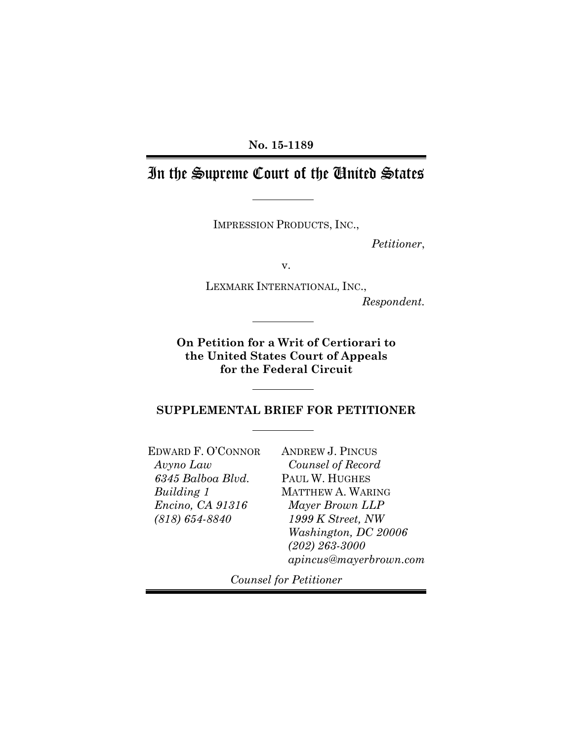No. 15-1189

# In the Supreme Court of the United States

IMPRESSION PRODUCTS, INC.,

*Petitioner*,

v.

LEXMARK INTERNATIONAL, INC.,

*Respondent.*

**On Petition for a Writ of Certiorari to the United States Court of Appeals for the Federal Circuit**

## SUPPLEMENTAL BRIEF FOR PETITIONER

EDWARD F. O'CONNOR
*Avyno Law*
*6345 Balboa Blvd.*
*Building 1*
*Encino, CA 91316*
*(818) 654-8840*

ANDREW J. PINCUS
*Counsel of Record*
PAUL W. HUGHES
MATTHEW A. WARING
*Mayer Brown LLP*
*1999 K Street, NW*
*Washington, DC 20006*
*(202) 263-3000*
*apincus@mayerbrown.com*

*Counsel for Petitioner*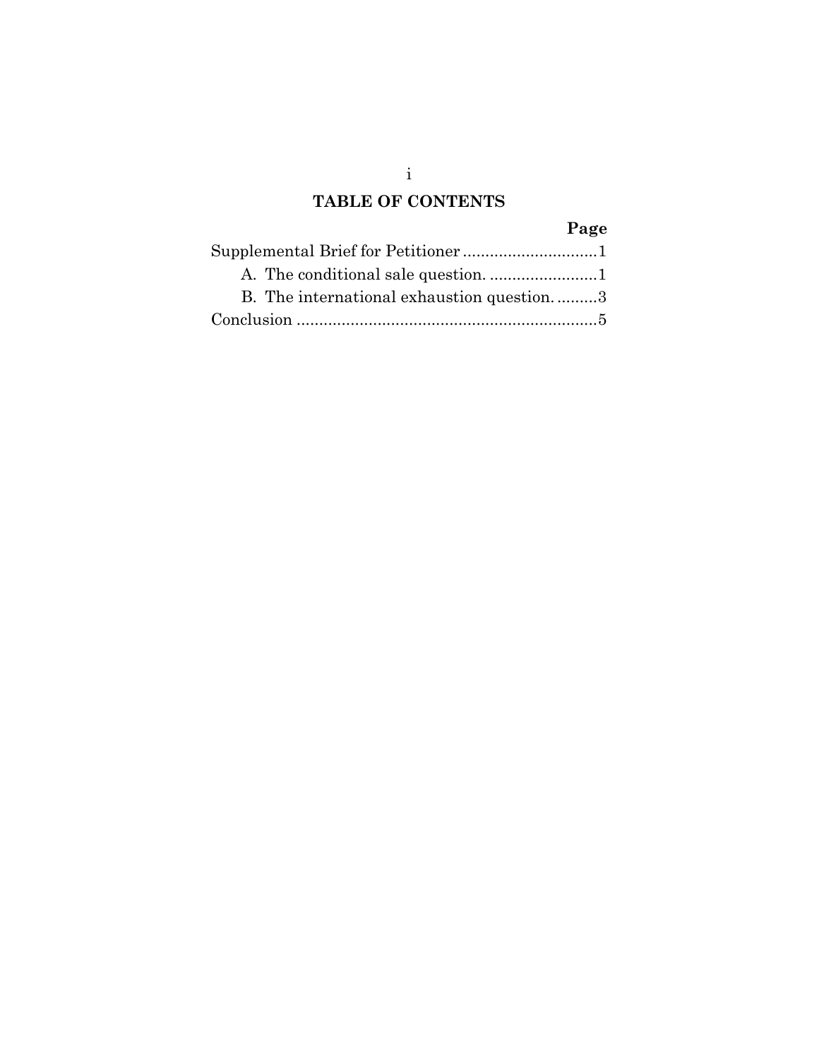## TABLE OF CONTENTS

| | Page |
|---|---|
| Supplemental Brief for Petitioner | 1 |
| A. The conditional sale question. | 1 |
| B. The international exhaustion question. | 3 |
| Conclusion | 5 |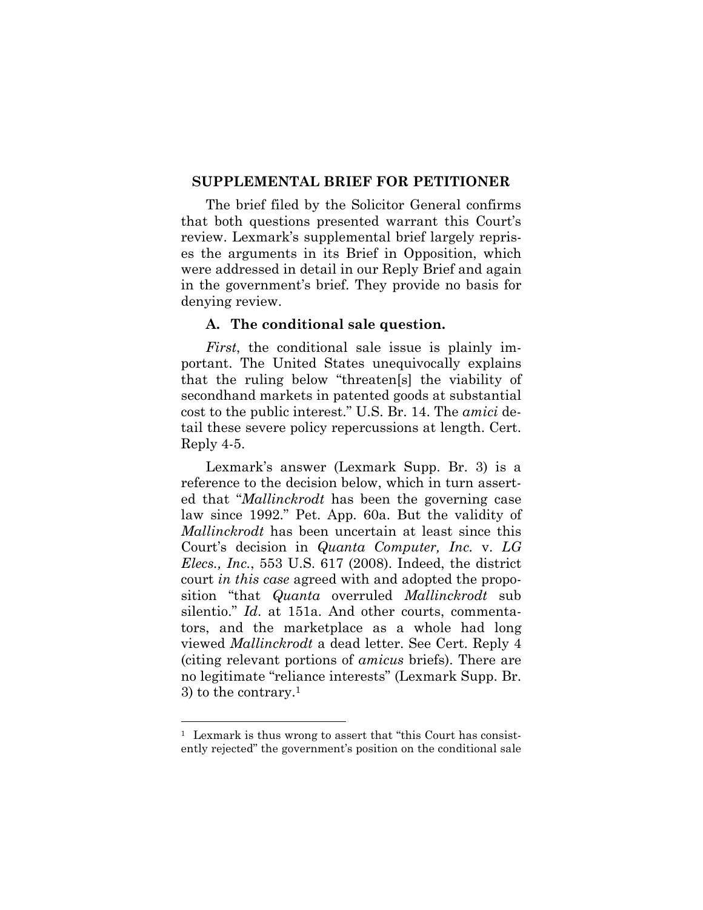## SUPPLEMENTAL BRIEF FOR PETITIONER

The brief filed by the Solicitor General confirms that both questions presented warrant this Court's review. Lexmark's supplemental brief largely reprises the arguments in its Brief in Opposition, which were addressed in detail in our Reply Brief and again in the government's brief. They provide no basis for denying review.

### A. The conditional sale question.

*First*, the conditional sale issue is plainly important. The United States unequivocally explains that the ruling below "threaten[s] the viability of secondhand markets in patented goods at substantial cost to the public interest." U.S. Br. 14. The *amici* detail these severe policy repercussions at length. Cert. Reply 4-5.

Lexmark's answer (Lexmark Supp. Br. 3) is a reference to the decision below, which in turn asserted that "*Mallinckrodt* has been the governing case law since 1992." Pet. App. 60a. But the validity of *Mallinckrodt* has been uncertain at least since this Court's decision in *Quanta Computer, Inc.* v. *LG Elecs., Inc.*, 553 U.S. 617 (2008). Indeed, the district court *in this case* agreed with and adopted the proposition "that *Quanta* overruled *Mallinckrodt* sub silentio." *Id*. at 151a. And other courts, commentators, and the marketplace as a whole had long viewed *Mallinckrodt* a dead letter. See Cert. Reply 4 (citing relevant portions of *amicus* briefs). There are no legitimate "reliance interests" (Lexmark Supp. Br. 3) to the contrary.[1]

[1] Lexmark is thus wrong to assert that "this Court has consistently rejected" the government's position on the conditional sale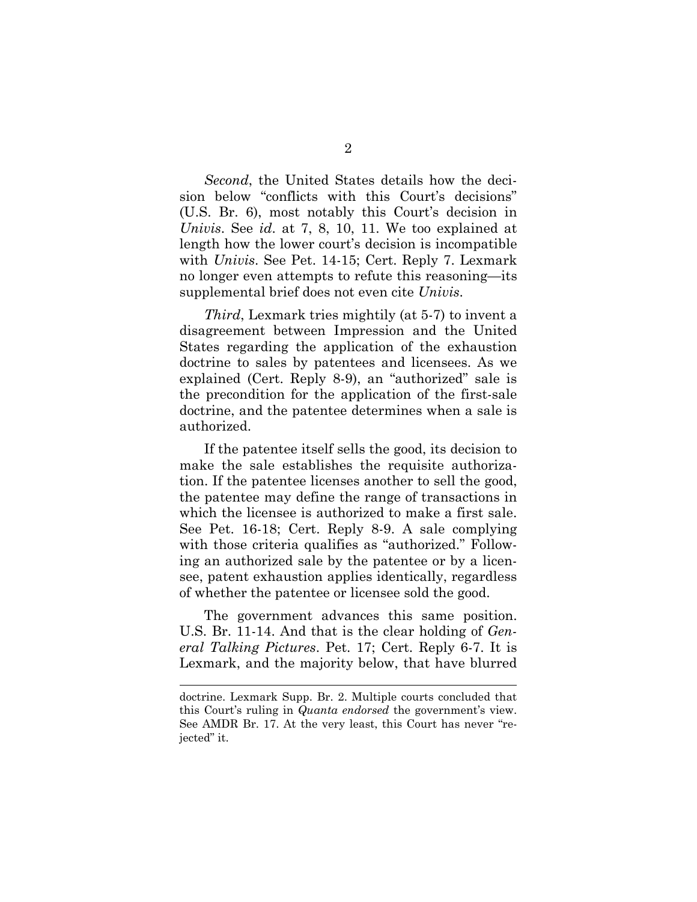*Second*, the United States details how the decision below "conflicts with this Court's decisions" (U.S. Br. 6), most notably this Court's decision in *Univis*. See *id*. at 7, 8, 10, 11. We too explained at length how the lower court's decision is incompatible with *Univis*. See Pet. 14-15; Cert. Reply 7. Lexmark no longer even attempts to refute this reasoning—its supplemental brief does not even cite *Univis*.

*Third*, Lexmark tries mightily (at 5-7) to invent a disagreement between Impression and the United States regarding the application of the exhaustion doctrine to sales by patentees and licensees. As we explained (Cert. Reply 8-9), an "authorized" sale is the precondition for the application of the first-sale doctrine, and the patentee determines when a sale is authorized.

If the patentee itself sells the good, its decision to make the sale establishes the requisite authorization. If the patentee licenses another to sell the good, the patentee may define the range of transactions in which the licensee is authorized to make a first sale. See Pet. 16-18; Cert. Reply 8-9. A sale complying with those criteria qualifies as "authorized." Following an authorized sale by the patentee or by a licensee, patent exhaustion applies identically, regardless of whether the patentee or licensee sold the good.

The government advances this same position. U.S. Br. 11-14. And that is the clear holding of *General Talking Pictures*. Pet. 17; Cert. Reply 6-7. It is Lexmark, and the majority below, that have blurred

---

doctrine. Lexmark Supp. Br. 2. Multiple courts concluded that this Court's ruling in *Quanta endorsed* the government's view. See AMDR Br. 17. At the very least, this Court has never "rejected" it.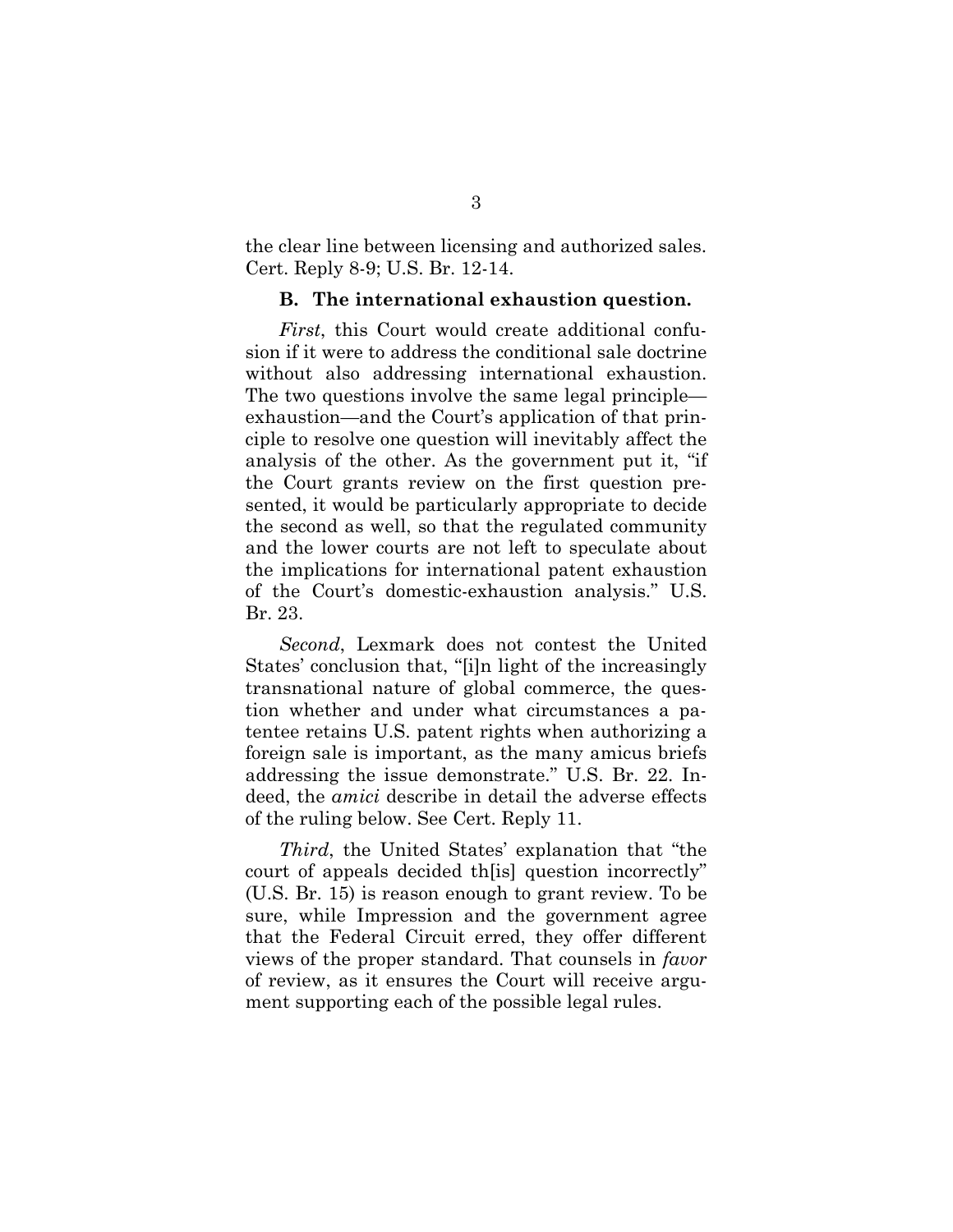the clear line between licensing and authorized sales. Cert. Reply 8-9; U.S. Br. 12-14.

### B. The international exhaustion question.

*First*, this Court would create additional confusion if it were to address the conditional sale doctrine without also addressing international exhaustion. The two questions involve the same legal principle—exhaustion—and the Court's application of that principle to resolve one question will inevitably affect the analysis of the other. As the government put it, "if the Court grants review on the first question presented, it would be particularly appropriate to decide the second as well, so that the regulated community and the lower courts are not left to speculate about the implications for international patent exhaustion of the Court's domestic-exhaustion analysis." U.S. Br. 23.

*Second*, Lexmark does not contest the United States' conclusion that, "[i]n light of the increasingly transnational nature of global commerce, the question whether and under what circumstances a patentee retains U.S. patent rights when authorizing a foreign sale is important, as the many amicus briefs addressing the issue demonstrate." U.S. Br. 22. Indeed, the *amici* describe in detail the adverse effects of the ruling below. See Cert. Reply 11.

*Third*, the United States' explanation that "the court of appeals decided th[is] question incorrectly" (U.S. Br. 15) is reason enough to grant review. To be sure, while Impression and the government agree that the Federal Circuit erred, they offer different views of the proper standard. That counsels in *favor* of review, as it ensures the Court will receive argument supporting each of the possible legal rules.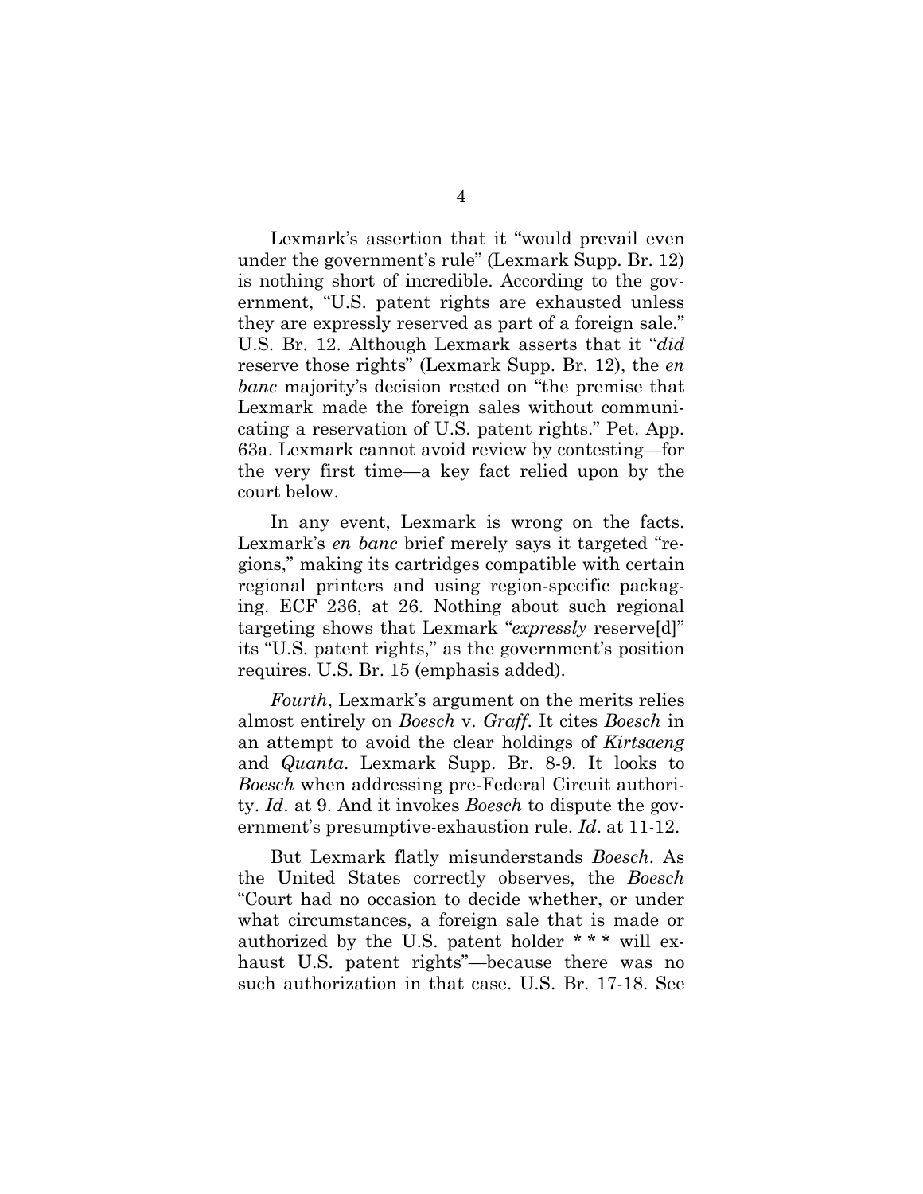Lexmark's assertion that it "would prevail even under the government's rule" (Lexmark Supp. Br. 12) is nothing short of incredible. According to the government, "U.S. patent rights are exhausted unless they are expressly reserved as part of a foreign sale." U.S. Br. 12. Although Lexmark asserts that it "*did* reserve those rights" (Lexmark Supp. Br. 12), the *en banc* majority's decision rested on "the premise that Lexmark made the foreign sales without communicating a reservation of U.S. patent rights." Pet. App. 63a. Lexmark cannot avoid review by contesting—for the very first time—a key fact relied upon by the court below.

In any event, Lexmark is wrong on the facts. Lexmark's *en banc* brief merely says it targeted "regions," making its cartridges compatible with certain regional printers and using region-specific packaging. ECF 236, at 26. Nothing about such regional targeting shows that Lexmark "*expressly* reserve[d]" its "U.S. patent rights," as the government's position requires. U.S. Br. 15 (emphasis added).

*Fourth*, Lexmark's argument on the merits relies almost entirely on *Boesch* v. *Graff*. It cites *Boesch* in an attempt to avoid the clear holdings of *Kirtsaeng* and *Quanta*. Lexmark Supp. Br. 8-9. It looks to *Boesch* when addressing pre-Federal Circuit authority. *Id*. at 9. And it invokes *Boesch* to dispute the government's presumptive-exhaustion rule. *Id*. at 11-12.

But Lexmark flatly misunderstands *Boesch*. As the United States correctly observes, the *Boesch* "Court had no occasion to decide whether, or under what circumstances, a foreign sale that is made or authorized by the U.S. patent holder * * * will exhaust U.S. patent rights"—because there was no such authorization in that case. U.S. Br. 17-18. See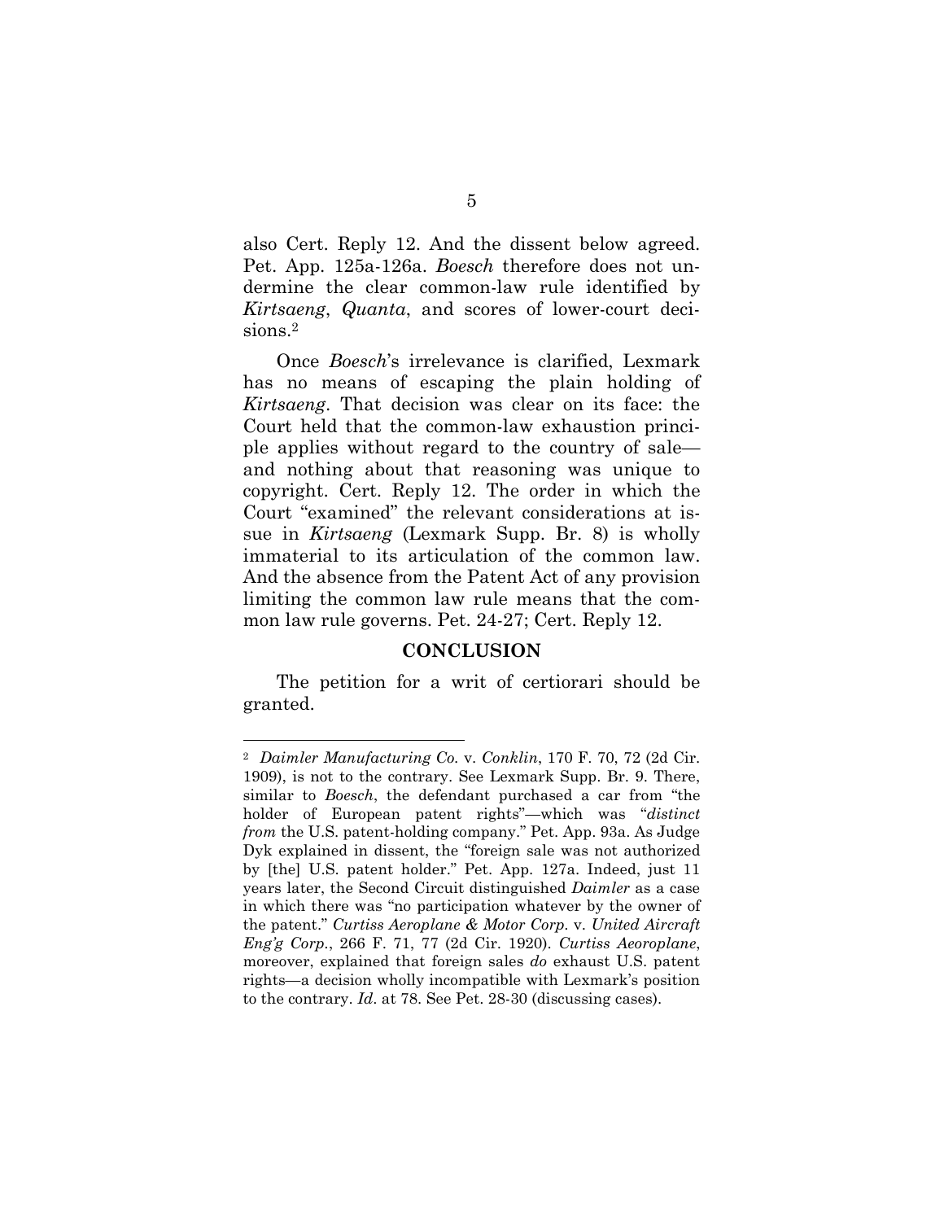also Cert. Reply 12. And the dissent below agreed. Pet. App. 125a-126a. *Boesch* therefore does not undermine the clear common-law rule identified by *Kirtsaeng*, *Quanta*, and scores of lower-court decisions.[2]

Once *Boesch*'s irrelevance is clarified, Lexmark has no means of escaping the plain holding of *Kirtsaeng*. That decision was clear on its face: the Court held that the common-law exhaustion principle applies without regard to the country of sale—and nothing about that reasoning was unique to copyright. Cert. Reply 12. The order in which the Court "examined" the relevant considerations at issue in *Kirtsaeng* (Lexmark Supp. Br. 8) is wholly immaterial to its articulation of the common law. And the absence from the Patent Act of any provision limiting the common law rule means that the common law rule governs. Pet. 24-27; Cert. Reply 12.

## CONCLUSION

The petition for a writ of certiorari should be granted.

---

[2] *Daimler Manufacturing Co.* v. *Conklin*, 170 F. 70, 72 (2d Cir. 1909), is not to the contrary. See Lexmark Supp. Br. 9. There, similar to *Boesch*, the defendant purchased a car from "the holder of European patent rights"—which was "*distinct from* the U.S. patent-holding company." Pet. App. 93a. As Judge Dyk explained in dissent, the "foreign sale was not authorized by [the] U.S. patent holder." Pet. App. 127a. Indeed, just 11 years later, the Second Circuit distinguished *Daimler* as a case in which there was "no participation whatever by the owner of the patent." *Curtiss Aeroplane & Motor Corp.* v. *United Aircraft Eng'g Corp.*, 266 F. 71, 77 (2d Cir. 1920). *Curtiss Aeoroplane*, moreover, explained that foreign sales *do* exhaust U.S. patent rights—a decision wholly incompatible with Lexmark's position to the contrary. *Id*. at 78. See Pet. 28-30 (discussing cases).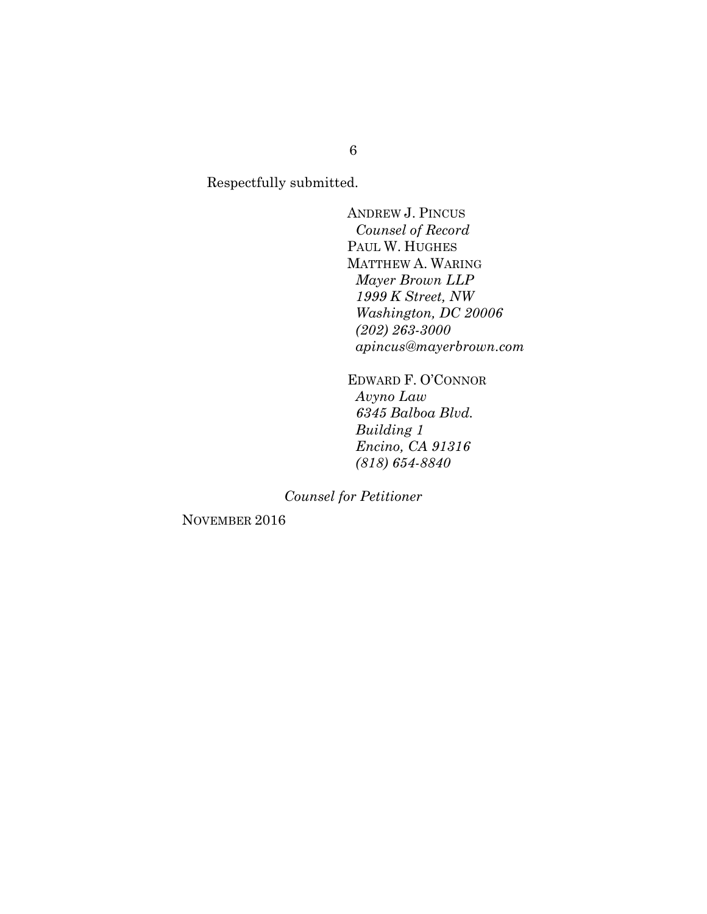Respectfully submitted.

ANDREW J. PINCUS
*Counsel of Record*
PAUL W. HUGHES
MATTHEW A. WARING
*Mayer Brown LLP*
*1999 K Street, NW*
*Washington, DC 20006*
*(202) 263-3000*
*apincus@mayerbrown.com*

EDWARD F. O'CONNOR
*Avyno Law*
*6345 Balboa Blvd.*
*Building 1*
*Encino, CA 91316*
*(818) 654-8840*

*Counsel for Petitioner*

NOVEMBER 2016